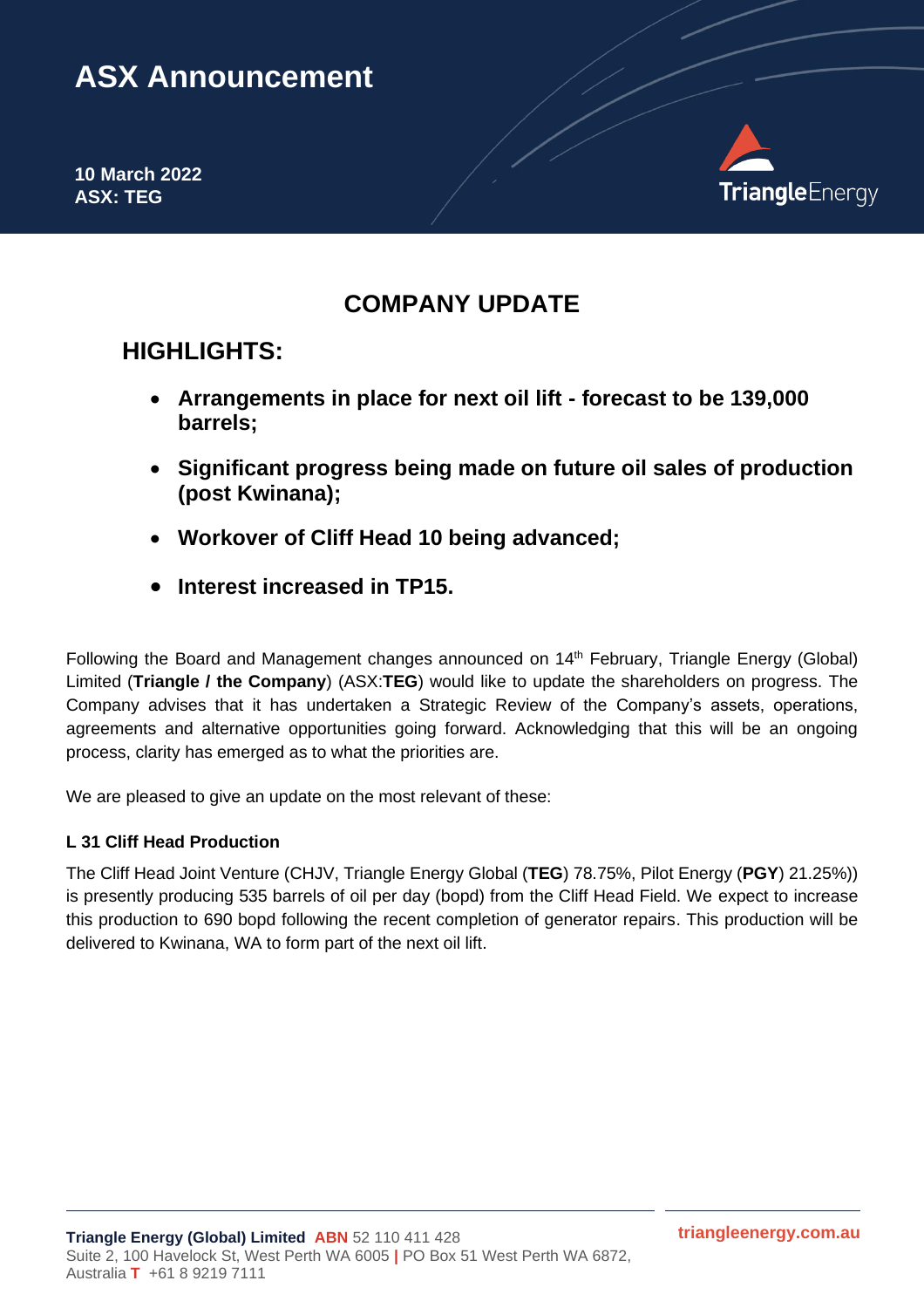# ASX Announcement

**10 March 2022**
**ASX: TEG**

## COMPANY UPDATE

## HIGHLIGHTS:

- **Arrangements in place for next oil lift - forecast to be 139,000 barrels;**
- **Significant progress being made on future oil sales of production (post Kwinana);**
- **Workover of Cliff Head 10 being advanced;**
- **Interest increased in TP15.**

Following the Board and Management changes announced on 14th February, Triangle Energy (Global) Limited (**Triangle / the Company**) (ASX:**TEG**) would like to update the shareholders on progress. The Company advises that it has undertaken a Strategic Review of the Company's assets, operations, agreements and alternative opportunities going forward. Acknowledging that this will be an ongoing process, clarity has emerged as to what the priorities are.

We are pleased to give an update on the most relevant of these:

#### L 31 Cliff Head Production

The Cliff Head Joint Venture (CHJV, Triangle Energy Global (**TEG**) 78.75%, Pilot Energy (**PGY**) 21.25%)) is presently producing 535 barrels of oil per day (bopd) from the Cliff Head Field. We expect to increase this production to 690 bopd following the recent completion of generator repairs. This production will be delivered to Kwinana, WA to form part of the next oil lift.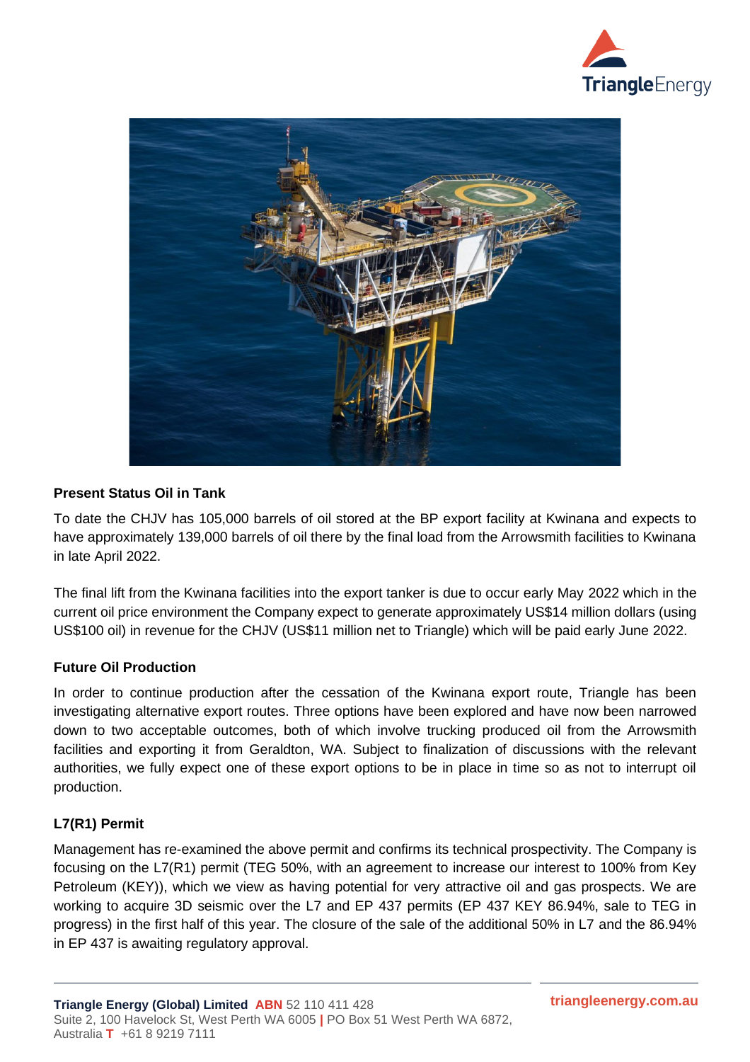### Present Status Oil in Tank

To date the CHJV has 105,000 barrels of oil stored at the BP export facility at Kwinana and expects to have approximately 139,000 barrels of oil there by the final load from the Arrowsmith facilities to Kwinana in late April 2022.

The final lift from the Kwinana facilities into the export tanker is due to occur early May 2022 which in the current oil price environment the Company expect to generate approximately US$14 million dollars (using US$100 oil) in revenue for the CHJV (US$11 million net to Triangle) which will be paid early June 2022.

### Future Oil Production

In order to continue production after the cessation of the Kwinana export route, Triangle has been investigating alternative export routes. Three options have been explored and have now been narrowed down to two acceptable outcomes, both of which involve trucking produced oil from the Arrowsmith facilities and exporting it from Geraldton, WA. Subject to finalization of discussions with the relevant authorities, we fully expect one of these export options to be in place in time so as not to interrupt oil production.

### L7(R1) Permit

Management has re-examined the above permit and confirms its technical prospectivity. The Company is focusing on the L7(R1) permit (TEG 50%, with an agreement to increase our interest to 100% from Key Petroleum (KEY)), which we view as having potential for very attractive oil and gas prospects. We are working to acquire 3D seismic over the L7 and EP 437 permits (EP 437 KEY 86.94%, sale to TEG in progress) in the first half of this year. The closure of the sale of the additional 50% in L7 and the 86.94% in EP 437 is awaiting regulatory approval.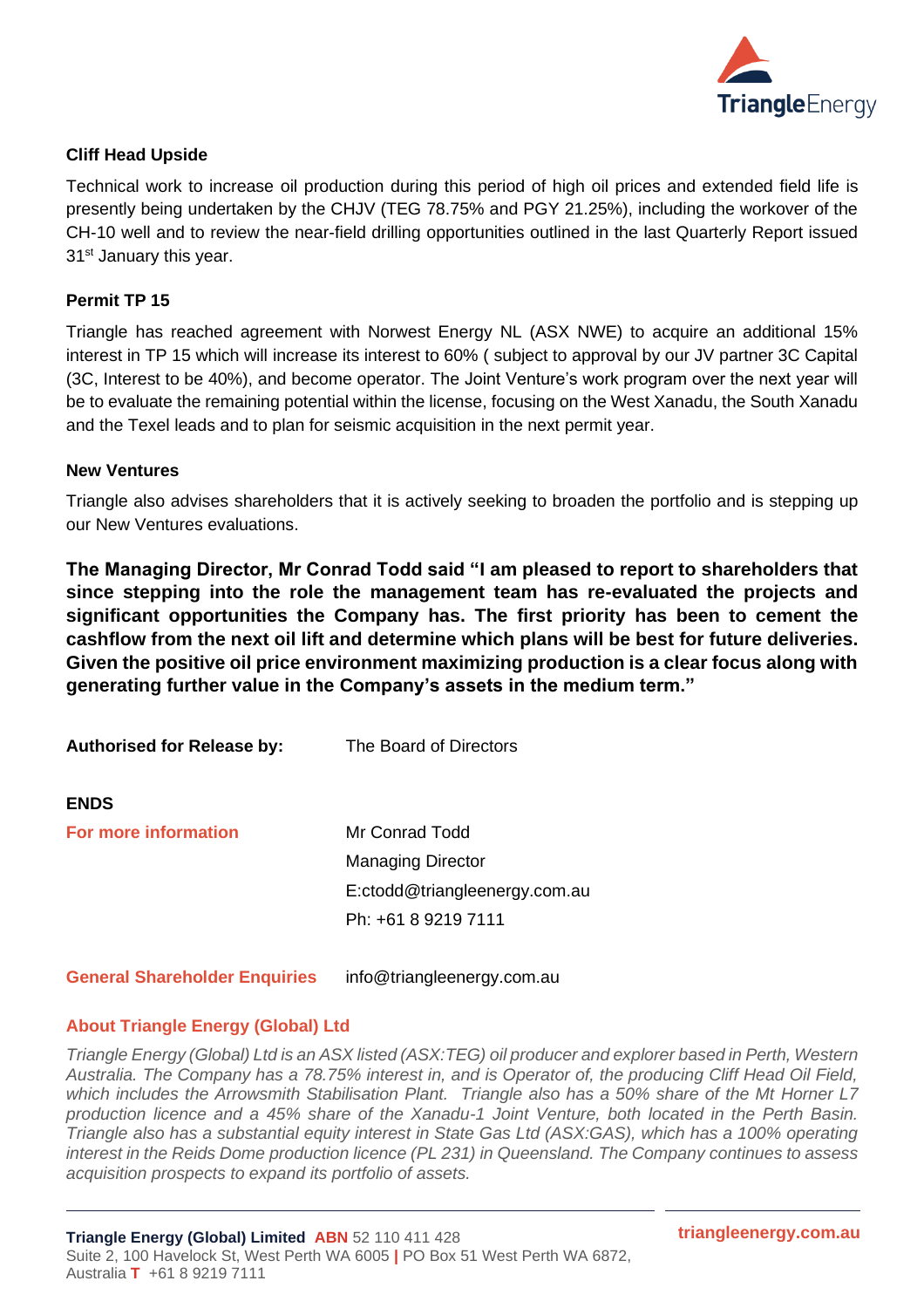### Cliff Head Upside

Technical work to increase oil production during this period of high oil prices and extended field life is presently being undertaken by the CHJV (TEG 78.75% and PGY 21.25%), including the workover of the CH-10 well and to review the near-field drilling opportunities outlined in the last Quarterly Report issued 31st January this year.

### Permit TP 15

Triangle has reached agreement with Norwest Energy NL (ASX NWE) to acquire an additional 15% interest in TP 15 which will increase its interest to 60% ( subject to approval by our JV partner 3C Capital (3C, Interest to be 40%), and become operator. The Joint Venture's work program over the next year will be to evaluate the remaining potential within the license, focusing on the West Xanadu, the South Xanadu and the Texel leads and to plan for seismic acquisition in the next permit year.

### New Ventures

Triangle also advises shareholders that it is actively seeking to broaden the portfolio and is stepping up our New Ventures evaluations.

**The Managing Director, Mr Conrad Todd said "I am pleased to report to shareholders that since stepping into the role the management team has re-evaluated the projects and significant opportunities the Company has. The first priority has been to cement the cashflow from the next oil lift and determine which plans will be best for future deliveries. Given the positive oil price environment maximizing production is a clear focus along with generating further value in the Company's assets in the medium term."**

**Authorised for Release by:** The Board of Directors

**ENDS**

**For more information**

Mr Conrad Todd
Managing Director
E:ctodd@triangleenergy.com.au
Ph: +61 8 9219 7111

**General Shareholder Enquiries** info@triangleenergy.com.au

### About Triangle Energy (Global) Ltd

*Triangle Energy (Global) Ltd is an ASX listed (ASX:TEG) oil producer and explorer based in Perth, Western Australia. The Company has a 78.75% interest in, and is Operator of, the producing Cliff Head Oil Field, which includes the Arrowsmith Stabilisation Plant. Triangle also has a 50% share of the Mt Horner L7 production licence and a 45% share of the Xanadu-1 Joint Venture, both located in the Perth Basin. Triangle also has a substantial equity interest in State Gas Ltd (ASX:GAS), which has a 100% operating interest in the Reids Dome production licence (PL 231) in Queensland. The Company continues to assess acquisition prospects to expand its portfolio of assets.*